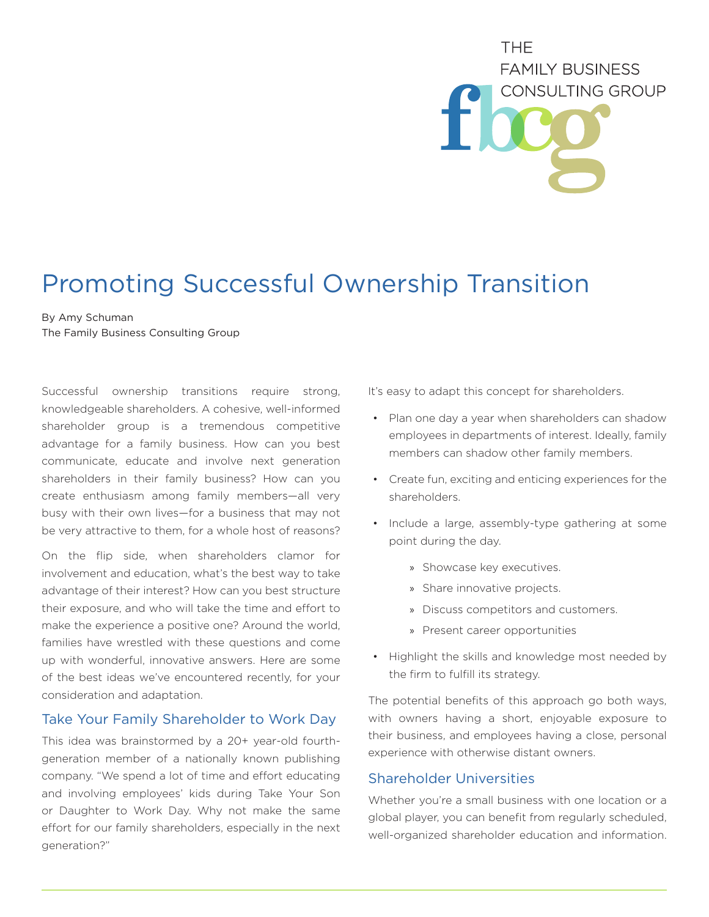THE FAMILY BUSINESS CONSULTING GROUP

# Promoting Successful Ownership Transition

By Amy Schuman
The Family Business Consulting Group

Successful ownership transitions require strong, knowledgeable shareholders. A cohesive, well-informed shareholder group is a tremendous competitive advantage for a family business. How can you best communicate, educate and involve next generation shareholders in their family business? How can you create enthusiasm among family members—all very busy with their own lives—for a business that may not be very attractive to them, for a whole host of reasons?

On the flip side, when shareholders clamor for involvement and education, what's the best way to take advantage of their interest? How can you best structure their exposure, and who will take the time and effort to make the experience a positive one? Around the world, families have wrestled with these questions and come up with wonderful, innovative answers. Here are some of the best ideas we've encountered recently, for your consideration and adaptation.

## Take Your Family Shareholder to Work Day

This idea was brainstormed by a 20+ year-old fourth-generation member of a nationally known publishing company. "We spend a lot of time and effort educating and involving employees' kids during Take Your Son or Daughter to Work Day. Why not make the same effort for our family shareholders, especially in the next generation?"

It's easy to adapt this concept for shareholders.

- Plan one day a year when shareholders can shadow employees in departments of interest. Ideally, family members can shadow other family members.
- Create fun, exciting and enticing experiences for the shareholders.
- Include a large, assembly-type gathering at some point during the day.
  - Showcase key executives.
  - Share innovative projects.
  - Discuss competitors and customers.
  - Present career opportunities
- Highlight the skills and knowledge most needed by the firm to fulfill its strategy.

The potential benefits of this approach go both ways, with owners having a short, enjoyable exposure to their business, and employees having a close, personal experience with otherwise distant owners.

## Shareholder Universities

Whether you're a small business with one location or a global player, you can benefit from regularly scheduled, well-organized shareholder education and information.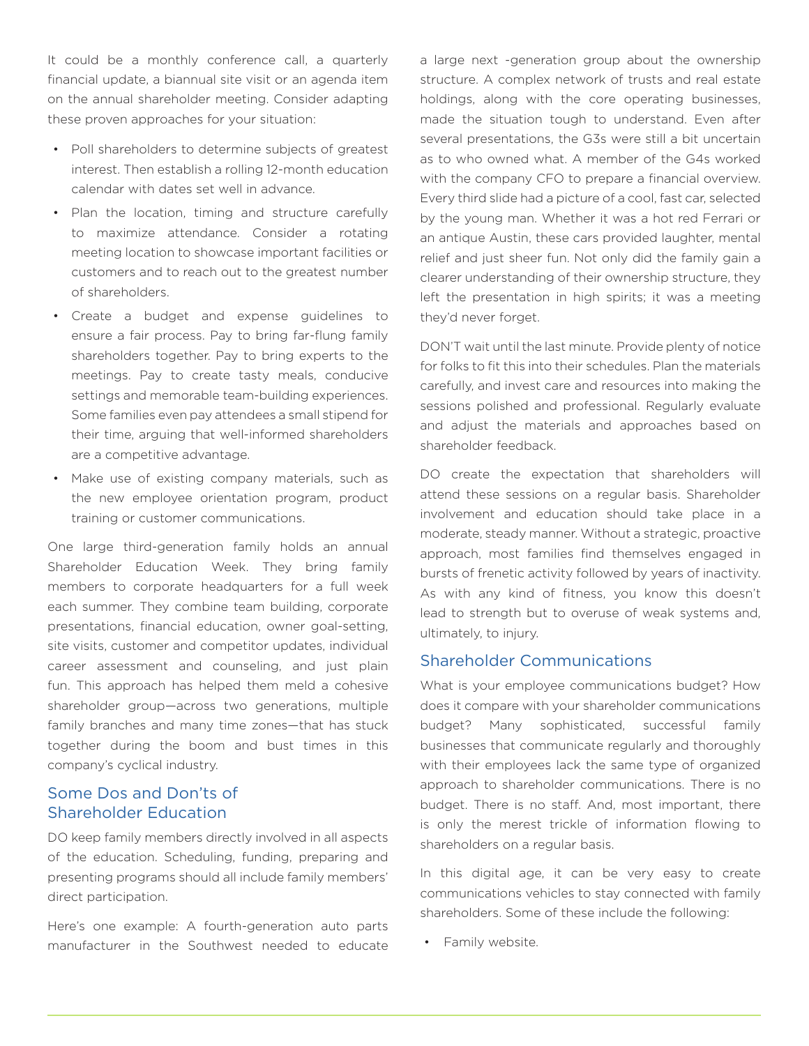It could be a monthly conference call, a quarterly financial update, a biannual site visit or an agenda item on the annual shareholder meeting. Consider adapting these proven approaches for your situation:

- Poll shareholders to determine subjects of greatest interest. Then establish a rolling 12-month education calendar with dates set well in advance.
- Plan the location, timing and structure carefully to maximize attendance. Consider a rotating meeting location to showcase important facilities or customers and to reach out to the greatest number of shareholders.
- Create a budget and expense guidelines to ensure a fair process. Pay to bring far-flung family shareholders together. Pay to bring experts to the meetings. Pay to create tasty meals, conducive settings and memorable team-building experiences. Some families even pay attendees a small stipend for their time, arguing that well-informed shareholders are a competitive advantage.
- Make use of existing company materials, such as the new employee orientation program, product training or customer communications.

One large third-generation family holds an annual Shareholder Education Week. They bring family members to corporate headquarters for a full week each summer. They combine team building, corporate presentations, financial education, owner goal-setting, site visits, customer and competitor updates, individual career assessment and counseling, and just plain fun. This approach has helped them meld a cohesive shareholder group—across two generations, multiple family branches and many time zones—that has stuck together during the boom and bust times in this company's cyclical industry.

## Some Dos and Don'ts of Shareholder Education

DO keep family members directly involved in all aspects of the education. Scheduling, funding, preparing and presenting programs should all include family members' direct participation.

Here's one example: A fourth-generation auto parts manufacturer in the Southwest needed to educate a large next -generation group about the ownership structure. A complex network of trusts and real estate holdings, along with the core operating businesses, made the situation tough to understand. Even after several presentations, the G3s were still a bit uncertain as to who owned what. A member of the G4s worked with the company CFO to prepare a financial overview. Every third slide had a picture of a cool, fast car, selected by the young man. Whether it was a hot red Ferrari or an antique Austin, these cars provided laughter, mental relief and just sheer fun. Not only did the family gain a clearer understanding of their ownership structure, they left the presentation in high spirits; it was a meeting they'd never forget.

DON'T wait until the last minute. Provide plenty of notice for folks to fit this into their schedules. Plan the materials carefully, and invest care and resources into making the sessions polished and professional. Regularly evaluate and adjust the materials and approaches based on shareholder feedback.

DO create the expectation that shareholders will attend these sessions on a regular basis. Shareholder involvement and education should take place in a moderate, steady manner. Without a strategic, proactive approach, most families find themselves engaged in bursts of frenetic activity followed by years of inactivity. As with any kind of fitness, you know this doesn't lead to strength but to overuse of weak systems and, ultimately, to injury.

## Shareholder Communications

What is your employee communications budget? How does it compare with your shareholder communications budget? Many sophisticated, successful family businesses that communicate regularly and thoroughly with their employees lack the same type of organized approach to shareholder communications. There is no budget. There is no staff. And, most important, there is only the merest trickle of information flowing to shareholders on a regular basis.

In this digital age, it can be very easy to create communications vehicles to stay connected with family shareholders. Some of these include the following:

- Family website.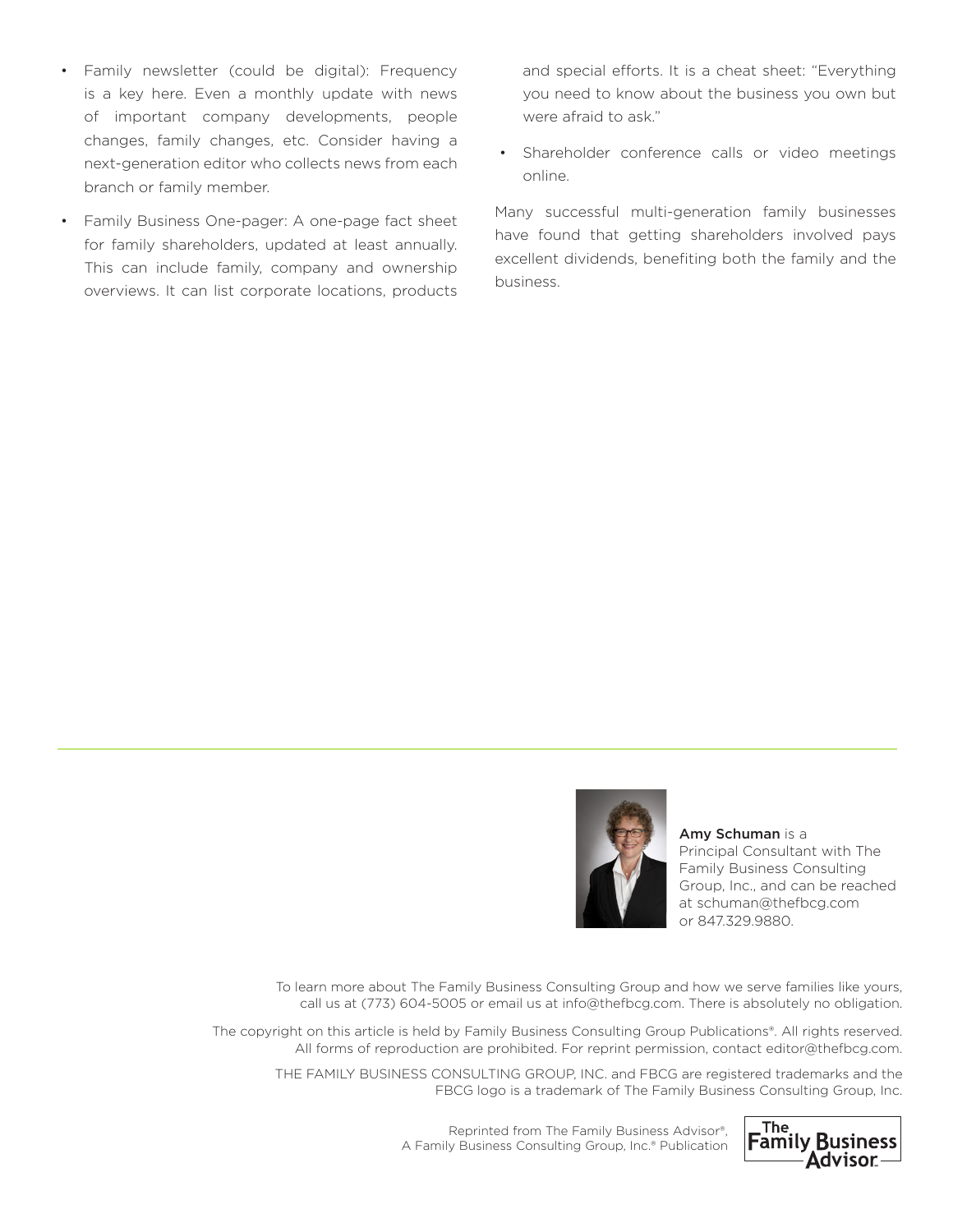- Family newsletter (could be digital): Frequency is a key here. Even a monthly update with news of important company developments, people changes, family changes, etc. Consider having a next-generation editor who collects news from each branch or family member.
- Family Business One-pager: A one-page fact sheet for family shareholders, updated at least annually. This can include family, company and ownership overviews. It can list corporate locations, products and special efforts. It is a cheat sheet: "Everything you need to know about the business you own but were afraid to ask."
- Shareholder conference calls or video meetings online.

Many successful multi-generation family businesses have found that getting shareholders involved pays excellent dividends, benefiting both the family and the business.

---

**Amy Schuman** is a Principal Consultant with The Family Business Consulting Group, Inc., and can be reached at schuman@thefbcg.com or 847.329.9880.

To learn more about The Family Business Consulting Group and how we serve families like yours, call us at (773) 604-5005 or email us at info@thefbcg.com. There is absolutely no obligation.

The copyright on this article is held by Family Business Consulting Group Publications®. All rights reserved. All forms of reproduction are prohibited. For reprint permission, contact editor@thefbcg.com.

THE FAMILY BUSINESS CONSULTING GROUP, INC. and FBCG are registered trademarks and the FBCG logo is a trademark of The Family Business Consulting Group, Inc.

Reprinted from The Family Business Advisor®, A Family Business Consulting Group, Inc.® Publication

The Family Business Advisor